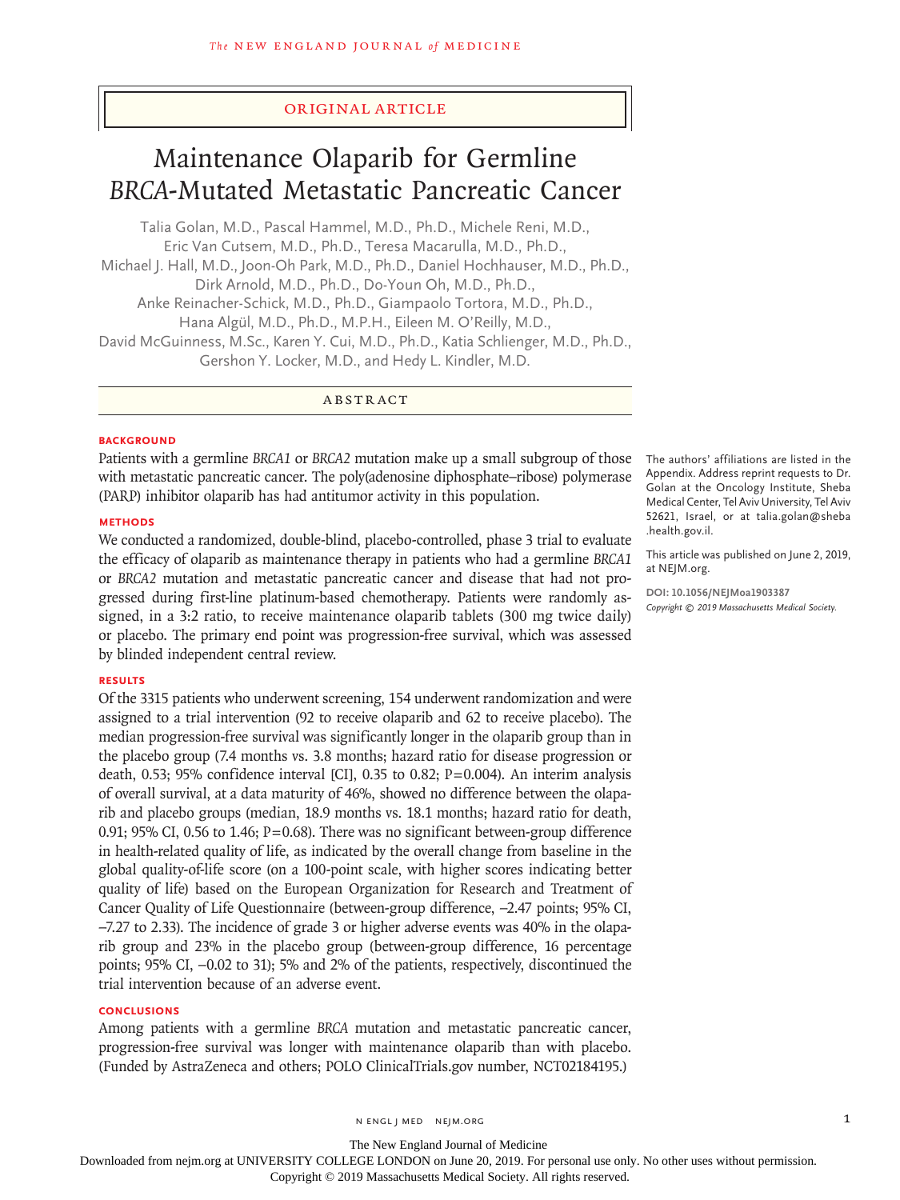ORIGINAL ARTICLE

# Maintenance Olaparib for Germline *BRCA*-Mutated Metastatic Pancreatic Cancer

Talia Golan, M.D., Pascal Hammel, M.D., Ph.D., Michele Reni, M.D., Eric Van Cutsem, M.D., Ph.D., Teresa Macarulla, M.D., Ph.D., Michael J. Hall, M.D., Joon-Oh Park, M.D., Ph.D., Daniel Hochhauser, M.D., Ph.D., Dirk Arnold, M.D., Ph.D., Do-Youn Oh, M.D., Ph.D., Anke Reinacher-Schick, M.D., Ph.D., Giampaolo Tortora, M.D., Ph.D., Hana Algül, M.D., Ph.D., M.P.H., Eileen M. O'Reilly, M.D., David McGuinness, M.Sc., Karen Y. Cui, M.D., Ph.D., Katia Schlienger, M.D., Ph.D., Gershon Y. Locker, M.D., and Hedy L. Kindler, M.D.

## ABSTRACT

### BACKGROUND

Patients with a germline *BRCA1* or *BRCA2* mutation make up a small subgroup of those with metastatic pancreatic cancer. The poly(adenosine diphosphate–ribose) polymerase (PARP) inhibitor olaparib has had antitumor activity in this population.

### METHODS

We conducted a randomized, double-blind, placebo-controlled, phase 3 trial to evaluate the efficacy of olaparib as maintenance therapy in patients who had a germline *BRCA1* or *BRCA2* mutation and metastatic pancreatic cancer and disease that had not progressed during first-line platinum-based chemotherapy. Patients were randomly assigned, in a 3:2 ratio, to receive maintenance olaparib tablets (300 mg twice daily) or placebo. The primary end point was progression-free survival, which was assessed by blinded independent central review.

### RESULTS

Of the 3315 patients who underwent screening, 154 underwent randomization and were assigned to a trial intervention (92 to receive olaparib and 62 to receive placebo). The median progression-free survival was significantly longer in the olaparib group than in the placebo group (7.4 months vs. 3.8 months; hazard ratio for disease progression or death, 0.53; 95% confidence interval [CI], 0.35 to 0.82; P=0.004). An interim analysis of overall survival, at a data maturity of 46%, showed no difference between the olaparib and placebo groups (median, 18.9 months vs. 18.1 months; hazard ratio for death, 0.91; 95% CI, 0.56 to 1.46; P=0.68). There was no significant between-group difference in health-related quality of life, as indicated by the overall change from baseline in the global quality-of-life score (on a 100-point scale, with higher scores indicating better quality of life) based on the European Organization for Research and Treatment of Cancer Quality of Life Questionnaire (between-group difference, −2.47 points; 95% CI, −7.27 to 2.33). The incidence of grade 3 or higher adverse events was 40% in the olaparib group and 23% in the placebo group (between-group difference, 16 percentage points; 95% CI, −0.02 to 31); 5% and 2% of the patients, respectively, discontinued the trial intervention because of an adverse event.

### CONCLUSIONS

Among patients with a germline *BRCA* mutation and metastatic pancreatic cancer, progression-free survival was longer with maintenance olaparib than with placebo. (Funded by AstraZeneca and others; POLO ClinicalTrials.gov number, NCT02184195.)

The authors' affiliations are listed in the Appendix. Address reprint requests to Dr. Golan at the Oncology Institute, Sheba Medical Center, Tel Aviv University, Tel Aviv 52621, Israel, or at talia.golan@sheba.health.gov.il.

This article was published on June 2, 2019, at NEJM.org.

DOI: 10.1056/NEJMoa1903387
*Copyright © 2019 Massachusetts Medical Society.*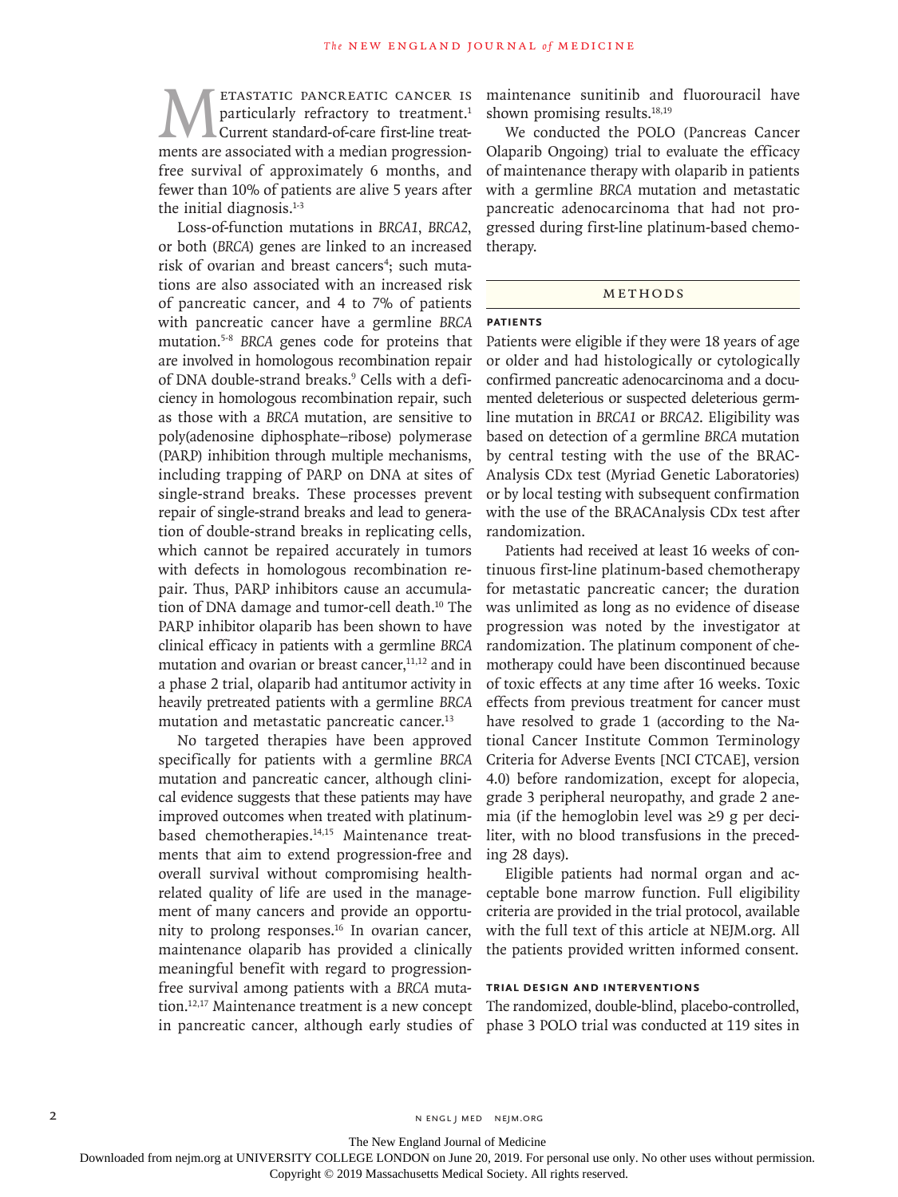Metastatic pancreatic cancer is particularly refractory to treatment.[1] Current standard-of-care first-line treatments are associated with a median progression-free survival of approximately 6 months, and fewer than 10% of patients are alive 5 years after the initial diagnosis.[1-3]

Loss-of-function mutations in *BRCA1*, *BRCA2*, or both (*BRCA*) genes are linked to an increased risk of ovarian and breast cancers[4]; such mutations are also associated with an increased risk of pancreatic cancer, and 4 to 7% of patients with pancreatic cancer have a germline *BRCA* mutation.[5-8] *BRCA* genes code for proteins that are involved in homologous recombination repair of DNA double-strand breaks.[9] Cells with a deficiency in homologous recombination repair, such as those with a *BRCA* mutation, are sensitive to poly(adenosine diphosphate–ribose) polymerase (PARP) inhibition through multiple mechanisms, including trapping of PARP on DNA at sites of single-strand breaks. These processes prevent repair of single-strand breaks and lead to generation of double-strand breaks in replicating cells, which cannot be repaired accurately in tumors with defects in homologous recombination repair. Thus, PARP inhibitors cause an accumulation of DNA damage and tumor-cell death.[10] The PARP inhibitor olaparib has been shown to have clinical efficacy in patients with a germline *BRCA* mutation and ovarian or breast cancer,[11,12] and in a phase 2 trial, olaparib had antitumor activity in heavily pretreated patients with a germline *BRCA* mutation and metastatic pancreatic cancer.[13]

No targeted therapies have been approved specifically for patients with a germline *BRCA* mutation and pancreatic cancer, although clinical evidence suggests that these patients may have improved outcomes when treated with platinum-based chemotherapies.[14,15] Maintenance treatments that aim to extend progression-free and overall survival without compromising health-related quality of life are used in the management of many cancers and provide an opportunity to prolong responses.[16] In ovarian cancer, maintenance olaparib has provided a clinically meaningful benefit with regard to progression-free survival among patients with a *BRCA* mutation.[12,17] Maintenance treatment is a new concept in pancreatic cancer, although early studies of maintenance sunitinib and fluorouracil have shown promising results.[18,19]

We conducted the POLO (Pancreas Cancer Olaparib Ongoing) trial to evaluate the efficacy of maintenance therapy with olaparib in patients with a germline *BRCA* mutation and metastatic pancreatic adenocarcinoma that had not progressed during first-line platinum-based chemotherapy.

## Methods

### Patients

Patients were eligible if they were 18 years of age or older and had histologically or cytologically confirmed pancreatic adenocarcinoma and a documented deleterious or suspected deleterious germline mutation in *BRCA1* or *BRCA2*. Eligibility was based on detection of a germline *BRCA* mutation by central testing with the use of the BRACAnalysis CDx test (Myriad Genetic Laboratories) or by local testing with subsequent confirmation with the use of the BRACAnalysis CDx test after randomization.

Patients had received at least 16 weeks of continuous first-line platinum-based chemotherapy for metastatic pancreatic cancer; the duration was unlimited as long as no evidence of disease progression was noted by the investigator at randomization. The platinum component of chemotherapy could have been discontinued because of toxic effects at any time after 16 weeks. Toxic effects from previous treatment for cancer must have resolved to grade 1 (according to the National Cancer Institute Common Terminology Criteria for Adverse Events [NCI CTCAE], version 4.0) before randomization, except for alopecia, grade 3 peripheral neuropathy, and grade 2 anemia (if the hemoglobin level was ≥9 g per deciliter, with no blood transfusions in the preceding 28 days).

Eligible patients had normal organ and acceptable bone marrow function. Full eligibility criteria are provided in the trial protocol, available with the full text of this article at NEJM.org. All the patients provided written informed consent.

### Trial Design and Interventions

The randomized, double-blind, placebo-controlled, phase 3 POLO trial was conducted at 119 sites in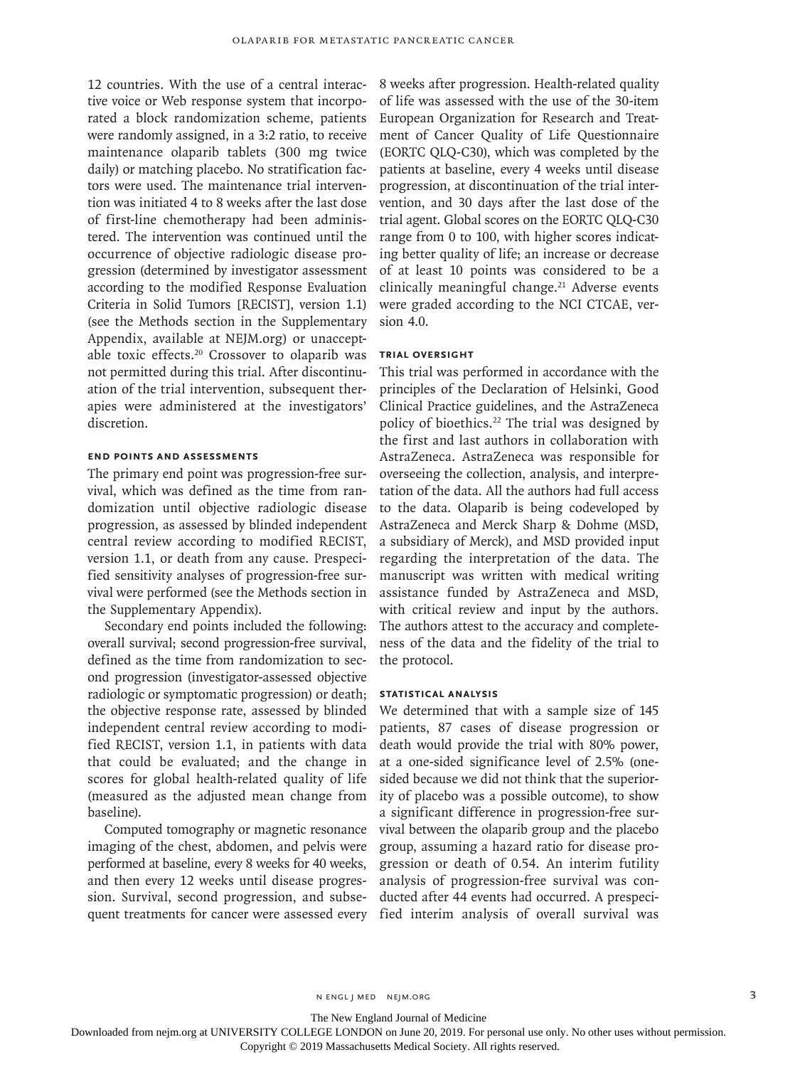12 countries. With the use of a central interactive voice or Web response system that incorporated a block randomization scheme, patients were randomly assigned, in a 3:2 ratio, to receive maintenance olaparib tablets (300 mg twice daily) or matching placebo. No stratification factors were used. The maintenance trial intervention was initiated 4 to 8 weeks after the last dose of first-line chemotherapy had been administered. The intervention was continued until the occurrence of objective radiologic disease progression (determined by investigator assessment according to the modified Response Evaluation Criteria in Solid Tumors [RECIST], version 1.1) (see the Methods section in the Supplementary Appendix, available at NEJM.org) or unacceptable toxic effects.[20] Crossover to olaparib was not permitted during this trial. After discontinuation of the trial intervention, subsequent therapies were administered at the investigators' discretion.

### END POINTS AND ASSESSMENTS

The primary end point was progression-free survival, which was defined as the time from randomization until objective radiologic disease progression, as assessed by blinded independent central review according to modified RECIST, version 1.1, or death from any cause. Prespecified sensitivity analyses of progression-free survival were performed (see the Methods section in the Supplementary Appendix).

Secondary end points included the following: overall survival; second progression-free survival, defined as the time from randomization to second progression (investigator-assessed objective radiologic or symptomatic progression) or death; the objective response rate, assessed by blinded independent central review according to modified RECIST, version 1.1, in patients with data that could be evaluated; and the change in scores for global health-related quality of life (measured as the adjusted mean change from baseline).

Computed tomography or magnetic resonance imaging of the chest, abdomen, and pelvis were performed at baseline, every 8 weeks for 40 weeks, and then every 12 weeks until disease progression. Survival, second progression, and subsequent treatments for cancer were assessed every 8 weeks after progression. Health-related quality of life was assessed with the use of the 30-item European Organization for Research and Treatment of Cancer Quality of Life Questionnaire (EORTC QLQ-C30), which was completed by the patients at baseline, every 4 weeks until disease progression, at discontinuation of the trial intervention, and 30 days after the last dose of the trial agent. Global scores on the EORTC QLQ-C30 range from 0 to 100, with higher scores indicating better quality of life; an increase or decrease of at least 10 points was considered to be a clinically meaningful change.[21] Adverse events were graded according to the NCI CTCAE, version 4.0.

### TRIAL OVERSIGHT

This trial was performed in accordance with the principles of the Declaration of Helsinki, Good Clinical Practice guidelines, and the AstraZeneca policy of bioethics.[22] The trial was designed by the first and last authors in collaboration with AstraZeneca. AstraZeneca was responsible for overseeing the collection, analysis, and interpretation of the data. All the authors had full access to the data. Olaparib is being codeveloped by AstraZeneca and Merck Sharp & Dohme (MSD, a subsidiary of Merck), and MSD provided input regarding the interpretation of the data. The manuscript was written with medical writing assistance funded by AstraZeneca and MSD, with critical review and input by the authors. The authors attest to the accuracy and completeness of the data and the fidelity of the trial to the protocol.

### STATISTICAL ANALYSIS

We determined that with a sample size of 145 patients, 87 cases of disease progression or death would provide the trial with 80% power, at a one-sided significance level of 2.5% (one-sided because we did not think that the superiority of placebo was a possible outcome), to show a significant difference in progression-free survival between the olaparib group and the placebo group, assuming a hazard ratio for disease progression or death of 0.54. An interim futility analysis of progression-free survival was conducted after 44 events had occurred. A prespecified interim analysis of overall survival was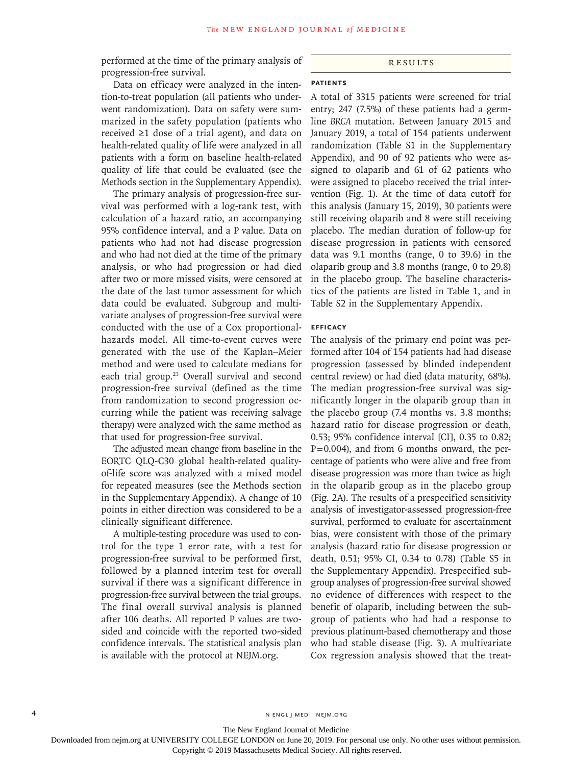performed at the time of the primary analysis of progression-free survival.

Data on efficacy were analyzed in the intention-to-treat population (all patients who underwent randomization). Data on safety were summarized in the safety population (patients who received ≥1 dose of a trial agent), and data on health-related quality of life were analyzed in all patients with a form on baseline health-related quality of life that could be evaluated (see the Methods section in the Supplementary Appendix).

The primary analysis of progression-free survival was performed with a log-rank test, with calculation of a hazard ratio, an accompanying 95% confidence interval, and a P value. Data on patients who had not had disease progression and who had not died at the time of the primary analysis, or who had progression or had died after two or more missed visits, were censored at the date of the last tumor assessment for which data could be evaluated. Subgroup and multivariate analyses of progression-free survival were conducted with the use of a Cox proportional-hazards model. All time-to-event curves were generated with the use of the Kaplan–Meier method and were used to calculate medians for each trial group.[23] Overall survival and second progression-free survival (defined as the time from randomization to second progression occurring while the patient was receiving salvage therapy) were analyzed with the same method as that used for progression-free survival.

The adjusted mean change from baseline in the EORTC QLQ-C30 global health-related quality-of-life score was analyzed with a mixed model for repeated measures (see the Methods section in the Supplementary Appendix). A change of 10 points in either direction was considered to be a clinically significant difference.

A multiple-testing procedure was used to control for the type 1 error rate, with a test for progression-free survival to be performed first, followed by a planned interim test for overall survival if there was a significant difference in progression-free survival between the trial groups. The final overall survival analysis is planned after 106 deaths. All reported P values are two-sided and coincide with the reported two-sided confidence intervals. The statistical analysis plan is available with the protocol at NEJM.org.

## RESULTS

### PATIENTS

A total of 3315 patients were screened for trial entry; 247 (7.5%) of these patients had a germline *BRCA* mutation. Between January 2015 and January 2019, a total of 154 patients underwent randomization (Table S1 in the Supplementary Appendix), and 90 of 92 patients who were assigned to olaparib and 61 of 62 patients who were assigned to placebo received the trial intervention (Fig. 1). At the time of data cutoff for this analysis (January 15, 2019), 30 patients were still receiving olaparib and 8 were still receiving placebo. The median duration of follow-up for disease progression in patients with censored data was 9.1 months (range, 0 to 39.6) in the olaparib group and 3.8 months (range, 0 to 29.8) in the placebo group. The baseline characteristics of the patients are listed in Table 1, and in Table S2 in the Supplementary Appendix.

### EFFICACY

The analysis of the primary end point was performed after 104 of 154 patients had had disease progression (assessed by blinded independent central review) or had died (data maturity, 68%). The median progression-free survival was significantly longer in the olaparib group than in the placebo group (7.4 months vs. 3.8 months; hazard ratio for disease progression or death, 0.53; 95% confidence interval [CI], 0.35 to 0.82; P=0.004), and from 6 months onward, the percentage of patients who were alive and free from disease progression was more than twice as high in the olaparib group as in the placebo group (Fig. 2A). The results of a prespecified sensitivity analysis of investigator-assessed progression-free survival, performed to evaluate for ascertainment bias, were consistent with those of the primary analysis (hazard ratio for disease progression or death, 0.51; 95% CI, 0.34 to 0.78) (Table S5 in the Supplementary Appendix). Prespecified subgroup analyses of progression-free survival showed no evidence of differences with respect to the benefit of olaparib, including between the subgroup of patients who had had a response to previous platinum-based chemotherapy and those who had stable disease (Fig. 3). A multivariate Cox regression analysis showed that the treat-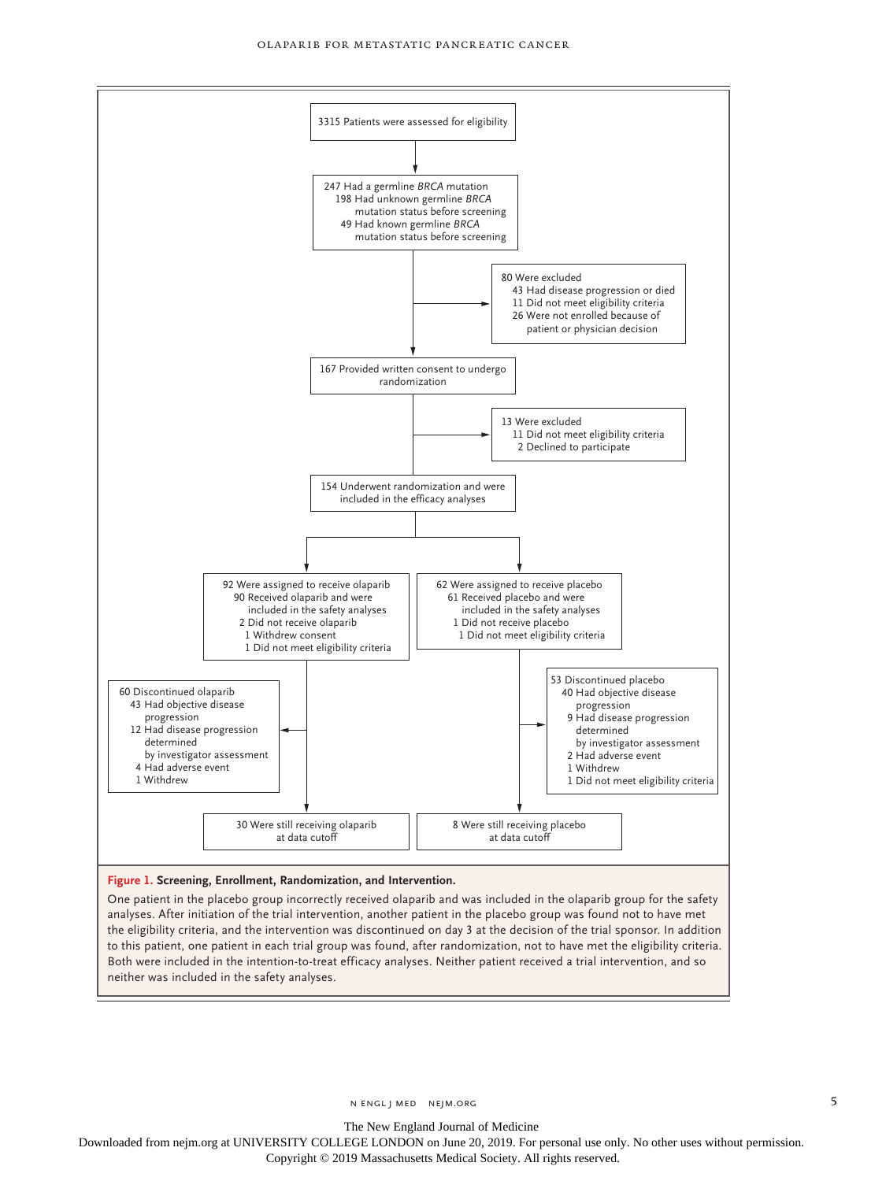3315 Patients were assessed for eligibility

↓

247 Had a germline *BRCA* mutation
- 198 Had unknown germline *BRCA* mutation status before screening
- 49 Had known germline *BRCA* mutation status before screening

→ 80 Were excluded
- 43 Had disease progression or died
- 11 Did not meet eligibility criteria
- 26 Were not enrolled because of patient or physician decision

↓

167 Provided written consent to undergo randomization

→ 13 Were excluded
- 11 Did not meet eligibility criteria
- 2 Declined to participate

↓

154 Underwent randomization and were included in the efficacy analyses

↓

92 Were assigned to receive olaparib
- 90 Received olaparib and were included in the safety analyses
- 2 Did not receive olaparib
  - 1 Withdrew consent
  - 1 Did not meet eligibility criteria

62 Were assigned to receive placebo
- 61 Received placebo and were included in the safety analyses
- 1 Did not receive placebo
  - 1 Did not meet eligibility criteria

60 Discontinued olaparib
- 43 Had objective disease progression
- 12 Had disease progression determined by investigator assessment
- 4 Had adverse event
- 1 Withdrew

53 Discontinued placebo
- 40 Had objective disease progression
- 9 Had disease progression determined by investigator assessment
- 2 Had adverse event
- 1 Withdrew
- 1 Did not meet eligibility criteria

30 Were still receiving olaparib at data cutoff

8 Were still receiving placebo at data cutoff

**Figure 1. Screening, Enrollment, Randomization, and Intervention.**

One patient in the placebo group incorrectly received olaparib and was included in the olaparib group for the safety analyses. After initiation of the trial intervention, another patient in the placebo group was found not to have met the eligibility criteria, and the intervention was discontinued on day 3 at the decision of the trial sponsor. In addition to this patient, one patient in each trial group was found, after randomization, not to have met the eligibility criteria. Both were included in the intention-to-treat efficacy analyses. Neither patient received a trial intervention, and so neither was included in the safety analyses.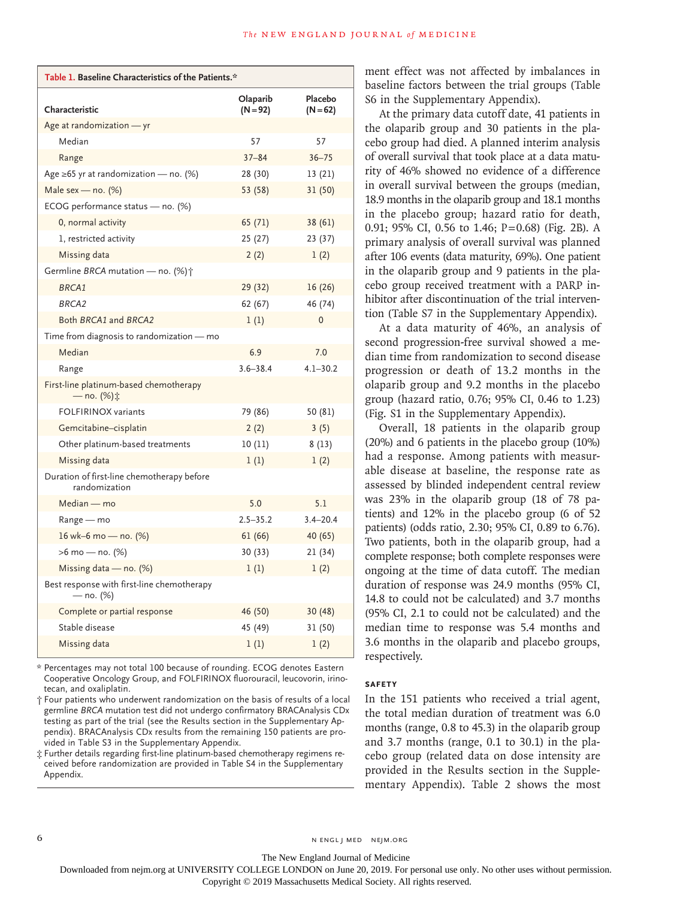**Table 1. Baseline Characteristics of the Patients.***

| Characteristic | Olaparib (N=92) | Placebo (N=62) |
|---|---|---|
| Age at randomization — yr | | |
| Median | 57 | 57 |
| Range | 37–84 | 36–75 |
| Age ≥65 yr at randomization — no. (%) | 28 (30) | 13 (21) |
| Male sex — no. (%) | 53 (58) | 31 (50) |
| ECOG performance status — no. (%) | | |
| 0, normal activity | 65 (71) | 38 (61) |
| 1, restricted activity | 25 (27) | 23 (37) |
| Missing data | 2 (2) | 1 (2) |
| Germline *BRCA* mutation — no. (%)† | | |
| *BRCA1* | 29 (32) | 16 (26) |
| *BRCA2* | 62 (67) | 46 (74) |
| Both *BRCA1* and *BRCA2* | 1 (1) | 0 |
| Time from diagnosis to randomization — mo | | |
| Median | 6.9 | 7.0 |
| Range | 3.6–38.4 | 4.1–30.2 |
| First-line platinum-based chemotherapy — no. (%)‡ | | |
| FOLFIRINOX variants | 79 (86) | 50 (81) |
| Gemcitabine–cisplatin | 2 (2) | 3 (5) |
| Other platinum-based treatments | 10 (11) | 8 (13) |
| Missing data | 1 (1) | 1 (2) |
| Duration of first-line chemotherapy before randomization | | |
| Median — mo | 5.0 | 5.1 |
| Range — mo | 2.5–35.2 | 3.4–20.4 |
| 16 wk–6 mo — no. (%) | 61 (66) | 40 (65) |
| >6 mo — no. (%) | 30 (33) | 21 (34) |
| Missing data — no. (%) | 1 (1) | 1 (2) |
| Best response with first-line chemotherapy — no. (%) | | |
| Complete or partial response | 46 (50) | 30 (48) |
| Stable disease | 45 (49) | 31 (50) |
| Missing data | 1 (1) | 1 (2) |

\* Percentages may not total 100 because of rounding. ECOG denotes Eastern Cooperative Oncology Group, and FOLFIRINOX fluorouracil, leucovorin, irinotecan, and oxaliplatin.

† Four patients who underwent randomization on the basis of results of a local germline *BRCA* mutation test did not undergo confirmatory BRACAnalysis CDx testing as part of the trial (see the Results section in the Supplementary Appendix). BRACAnalysis CDx results from the remaining 150 patients are provided in Table S3 in the Supplementary Appendix.

‡ Further details regarding first-line platinum-based chemotherapy regimens received before randomization are provided in Table S4 in the Supplementary Appendix.

ment effect was not affected by imbalances in baseline factors between the trial groups (Table S6 in the Supplementary Appendix).

At the primary data cutoff date, 41 patients in the olaparib group and 30 patients in the placebo group had died. A planned interim analysis of overall survival that took place at a data maturity of 46% showed no evidence of a difference in overall survival between the groups (median, 18.9 months in the olaparib group and 18.1 months in the placebo group; hazard ratio for death, 0.91; 95% CI, 0.56 to 1.46; P=0.68) (Fig. 2B). A primary analysis of overall survival was planned after 106 events (data maturity, 69%). One patient in the olaparib group and 9 patients in the placebo group received treatment with a PARP inhibitor after discontinuation of the trial intervention (Table S7 in the Supplementary Appendix).

At a data maturity of 46%, an analysis of second progression-free survival showed a median time from randomization to second disease progression or death of 13.2 months in the olaparib group and 9.2 months in the placebo group (hazard ratio, 0.76; 95% CI, 0.46 to 1.23) (Fig. S1 in the Supplementary Appendix).

Overall, 18 patients in the olaparib group (20%) and 6 patients in the placebo group (10%) had a response. Among patients with measurable disease at baseline, the response rate as assessed by blinded independent central review was 23% in the olaparib group (18 of 78 patients) and 12% in the placebo group (6 of 52 patients) (odds ratio, 2.30; 95% CI, 0.89 to 6.76). Two patients, both in the olaparib group, had a complete response; both complete responses were ongoing at the time of data cutoff. The median duration of response was 24.9 months (95% CI, 14.8 to could not be calculated) and 3.7 months (95% CI, 2.1 to could not be calculated) and the median time to response was 5.4 months and 3.6 months in the olaparib and placebo groups, respectively.

### SAFETY

In the 151 patients who received a trial agent, the total median duration of treatment was 6.0 months (range, 0.8 to 45.3) in the olaparib group and 3.7 months (range, 0.1 to 30.1) in the placebo group (related data on dose intensity are provided in the Results section in the Supplementary Appendix). Table 2 shows the most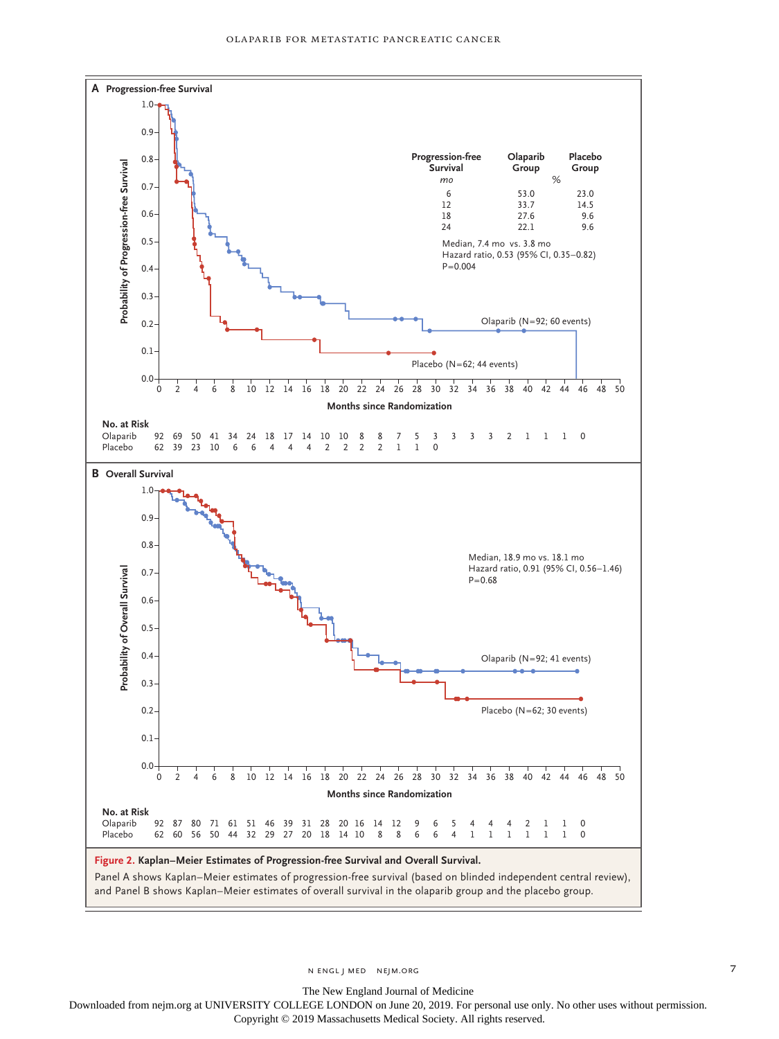**A Progression-free Survival**

| Progression-free Survival | Olaparib Group | Placebo Group |
|---|---|---|
| *mo* | % | |
| 6 | 53.0 | 23.0 |
| 12 | 33.7 | 14.5 |
| 18 | 27.6 | 9.6 |
| 24 | 22.1 | 9.6 |

Median, 7.4 mo vs. 3.8 mo
Hazard ratio, 0.53 (95% CI, 0.35–0.82)
P=0.004

Olaparib (N=92; 60 events)
Placebo (N=62; 44 events)

Probability of Progression-free Survival

Months since Randomization

**No. at Risk**

| Months | 0 | 2 | 4 | 6 | 8 | 10 | 12 | 14 | 16 | 18 | 20 | 22 | 24 | 26 | 28 | 30 | 32 | 34 | 36 | 38 | 40 | 42 | 44 | 46 |
|---|---|---|---|---|---|---|---|---|---|---|---|---|---|---|---|---|---|---|---|---|---|---|---|---|
| Olaparib | 92 | 69 | 50 | 41 | 34 | 24 | 18 | 17 | 14 | 10 | 10 | 8 | 8 | 7 | 5 | 3 | 3 | 3 | 3 | 2 | 1 | 1 | 1 | 0 |
| Placebo | 62 | 39 | 23 | 10 | 6 | 6 | 4 | 4 | 4 | 2 | 2 | 2 | 2 | 1 | 1 | 0 | | | | | | | | |

**B Overall Survival**

Median, 18.9 mo vs. 18.1 mo
Hazard ratio, 0.91 (95% CI, 0.56–1.46)
P=0.68

Olaparib (N=92; 41 events)
Placebo (N=62; 30 events)

Probability of Overall Survival

Months since Randomization

**No. at Risk**

| Months | 0 | 2 | 4 | 6 | 8 | 10 | 12 | 14 | 16 | 18 | 20 | 22 | 24 | 26 | 28 | 30 | 32 | 34 | 36 | 38 | 40 | 42 | 44 | 46 |
|---|---|---|---|---|---|---|---|---|---|---|---|---|---|---|---|---|---|---|---|---|---|---|---|---|
| Olaparib | 92 | 87 | 80 | 71 | 61 | 51 | 46 | 39 | 31 | 28 | 20 | 16 | 14 | 12 | 9 | 6 | 5 | 4 | 4 | 4 | 2 | 1 | 1 | 0 |
| Placebo | 62 | 60 | 56 | 50 | 44 | 32 | 29 | 27 | 20 | 18 | 14 | 10 | 8 | 8 | 6 | 6 | 4 | 1 | 1 | 1 | 1 | 1 | 1 | 0 |

**Figure 2. Kaplan–Meier Estimates of Progression-free Survival and Overall Survival.**

Panel A shows Kaplan–Meier estimates of progression-free survival (based on blinded independent central review), and Panel B shows Kaplan–Meier estimates of overall survival in the olaparib group and the placebo group.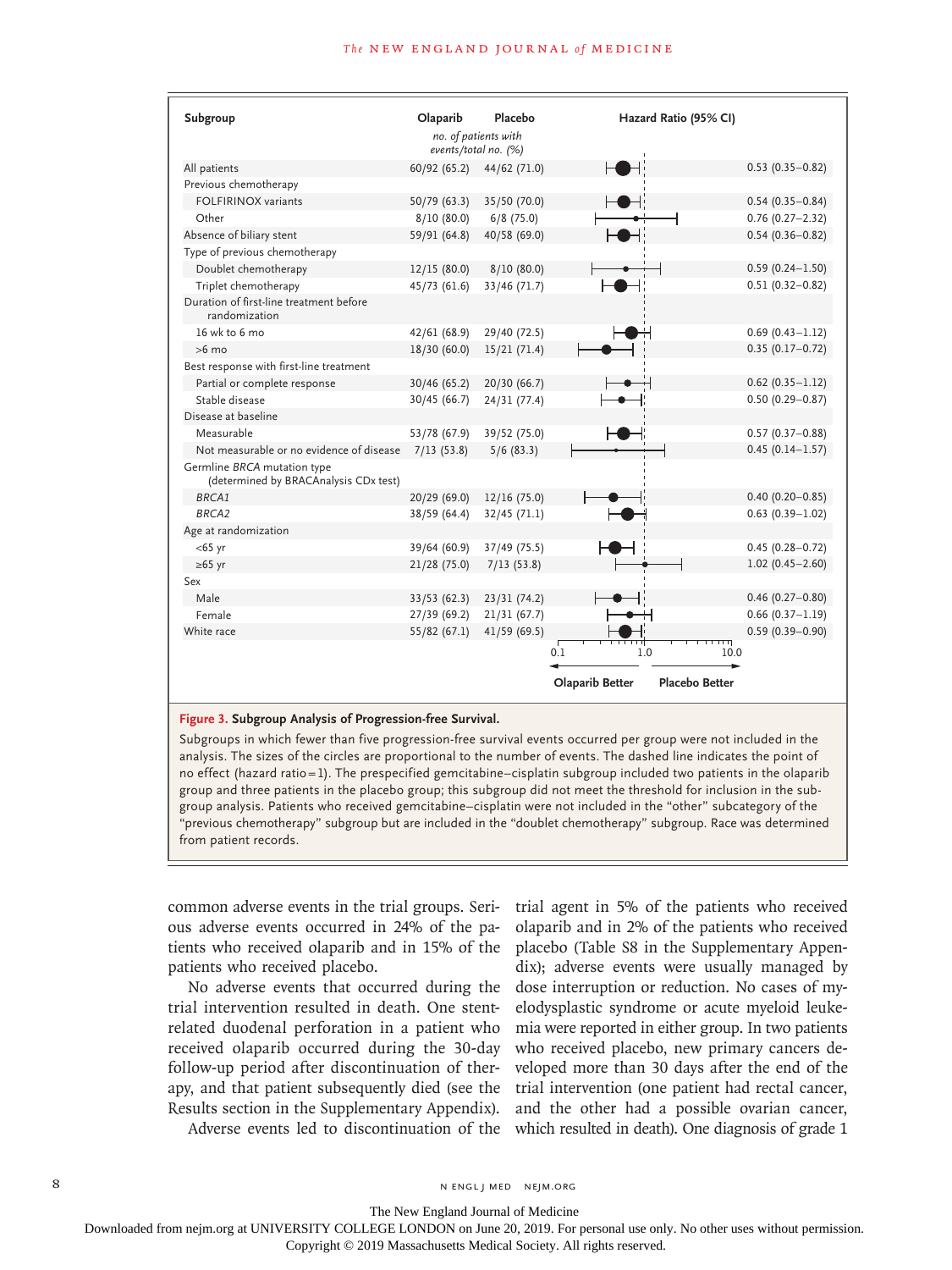| Subgroup | Olaparib | Placebo | Hazard Ratio (95% CI) |
|---|---|---|---|
| | *no. of patients with events/total no. (%)* | | |
| All patients | 60/92 (65.2) | 44/62 (71.0) | 0.53 (0.35–0.82) |
| Previous chemotherapy | | | |
| FOLFIRINOX variants | 50/79 (63.3) | 35/50 (70.0) | 0.54 (0.35–0.84) |
| Other | 8/10 (80.0) | 6/8 (75.0) | 0.76 (0.27–2.32) |
| Absence of biliary stent | 59/91 (64.8) | 40/58 (69.0) | 0.54 (0.36–0.82) |
| Type of previous chemotherapy | | | |
| Doublet chemotherapy | 12/15 (80.0) | 8/10 (80.0) | 0.59 (0.24–1.50) |
| Triplet chemotherapy | 45/73 (61.6) | 33/46 (71.7) | 0.51 (0.32–0.82) |
| Duration of first-line treatment before randomization | | | |
| 16 wk to 6 mo | 42/61 (68.9) | 29/40 (72.5) | 0.69 (0.43–1.12) |
| >6 mo | 18/30 (60.0) | 15/21 (71.4) | 0.35 (0.17–0.72) |
| Best response with first-line treatment | | | |
| Partial or complete response | 30/46 (65.2) | 20/30 (66.7) | 0.62 (0.35–1.12) |
| Stable disease | 30/45 (66.7) | 24/31 (77.4) | 0.50 (0.29–0.87) |
| Disease at baseline | | | |
| Measurable | 53/78 (67.9) | 39/52 (75.0) | 0.57 (0.37–0.88) |
| Not measurable or no evidence of disease | 7/13 (53.8) | 5/6 (83.3) | 0.45 (0.14–1.57) |
| Germline *BRCA* mutation type (determined by BRACAnalysis CDx test) | | | |
| *BRCA1* | 20/29 (69.0) | 12/16 (75.0) | 0.40 (0.20–0.85) |
| *BRCA2* | 38/59 (64.4) | 32/45 (71.1) | 0.63 (0.39–1.02) |
| Age at randomization | | | |
| <65 yr | 39/64 (60.9) | 37/49 (75.5) | 0.45 (0.28–0.72) |
| ≥65 yr | 21/28 (75.0) | 7/13 (53.8) | 1.02 (0.45–2.60) |
| Sex | | | |
| Male | 33/53 (62.3) | 23/31 (74.2) | 0.46 (0.27–0.80) |
| Female | 27/39 (69.2) | 21/31 (67.7) | 0.66 (0.37–1.19) |
| White race | 55/82 (67.1) | 41/59 (69.5) | 0.59 (0.39–0.90) |

(Axis: 0.1, 1.0, 10.0 — Olaparib Better ← → Placebo Better)

**Figure 3. Subgroup Analysis of Progression-free Survival.**

Subgroups in which fewer than five progression-free survival events occurred per group were not included in the analysis. The sizes of the circles are proportional to the number of events. The dashed line indicates the point of no effect (hazard ratio=1). The prespecified gemcitabine–cisplatin subgroup included two patients in the olaparib group and three patients in the placebo group; this subgroup did not meet the threshold for inclusion in the subgroup analysis. Patients who received gemcitabine–cisplatin were not included in the "other" subcategory of the "previous chemotherapy" subgroup but are included in the "doublet chemotherapy" subgroup. Race was determined from patient records.

common adverse events in the trial groups. Serious adverse events occurred in 24% of the patients who received olaparib and in 15% of the patients who received placebo.

No adverse events that occurred during the trial intervention resulted in death. One stent-related duodenal perforation in a patient who received olaparib occurred during the 30-day follow-up period after discontinuation of therapy, and that patient subsequently died (see the Results section in the Supplementary Appendix).

Adverse events led to discontinuation of the trial agent in 5% of the patients who received olaparib and in 2% of the patients who received placebo (Table S8 in the Supplementary Appendix); adverse events were usually managed by dose interruption or reduction. No cases of myelodysplastic syndrome or acute myeloid leukemia were reported in either group. In two patients who received placebo, new primary cancers developed more than 30 days after the end of the trial intervention (one patient had rectal cancer, and the other had a possible ovarian cancer, which resulted in death). One diagnosis of grade 1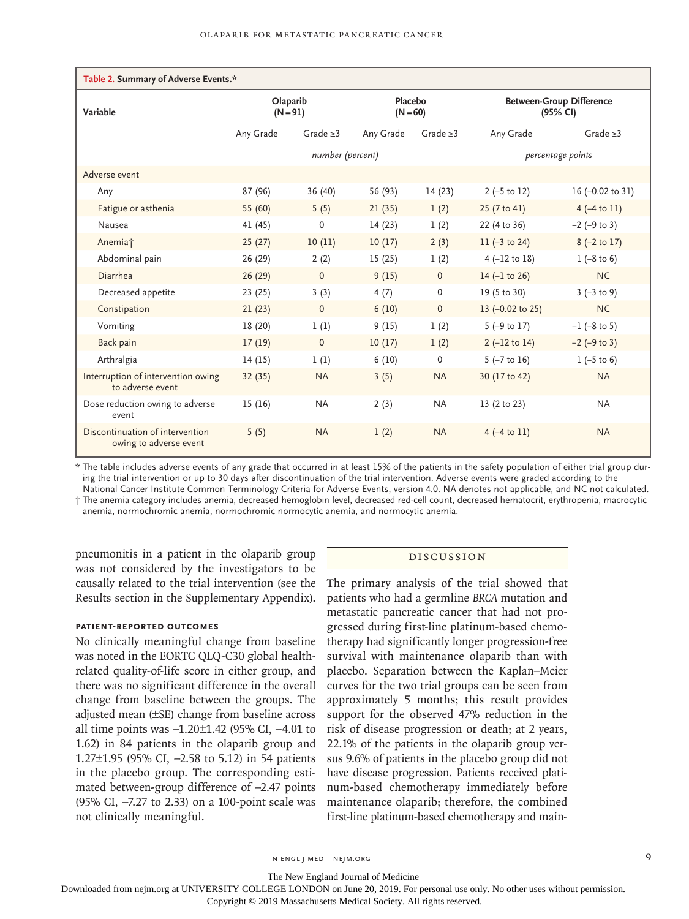**Table 2. Summary of Adverse Events.***

| Variable | Olaparib (N=91) | | Placebo (N=60) | | Between-Group Difference (95% CI) | |
|---|---|---|---|---|---|---|
| | Any Grade | Grade ≥3 | Any Grade | Grade ≥3 | Any Grade | Grade ≥3 |
| | *number (percent)* | | | | *percentage points* | |
| Adverse event | | | | | | |
| Any | 87 (96) | 36 (40) | 56 (93) | 14 (23) | 2 (−5 to 12) | 16 (−0.02 to 31) |
| Fatigue or asthenia | 55 (60) | 5 (5) | 21 (35) | 1 (2) | 25 (7 to 41) | 4 (−4 to 11) |
| Nausea | 41 (45) | 0 | 14 (23) | 1 (2) | 22 (4 to 36) | −2 (−9 to 3) |
| Anemia† | 25 (27) | 10 (11) | 10 (17) | 2 (3) | 11 (−3 to 24) | 8 (−2 to 17) |
| Abdominal pain | 26 (29) | 2 (2) | 15 (25) | 1 (2) | 4 (−12 to 18) | 1 (−8 to 6) |
| Diarrhea | 26 (29) | 0 | 9 (15) | 0 | 14 (−1 to 26) | NC |
| Decreased appetite | 23 (25) | 3 (3) | 4 (7) | 0 | 19 (5 to 30) | 3 (−3 to 9) |
| Constipation | 21 (23) | 0 | 6 (10) | 0 | 13 (−0.02 to 25) | NC |
| Vomiting | 18 (20) | 1 (1) | 9 (15) | 1 (2) | 5 (−9 to 17) | −1 (−8 to 5) |
| Back pain | 17 (19) | 0 | 10 (17) | 1 (2) | 2 (−12 to 14) | −2 (−9 to 3) |
| Arthralgia | 14 (15) | 1 (1) | 6 (10) | 0 | 5 (−7 to 16) | 1 (−5 to 6) |
| Interruption of intervention owing to adverse event | 32 (35) | NA | 3 (5) | NA | 30 (17 to 42) | NA |
| Dose reduction owing to adverse event | 15 (16) | NA | 2 (3) | NA | 13 (2 to 23) | NA |
| Discontinuation of intervention owing to adverse event | 5 (5) | NA | 1 (2) | NA | 4 (−4 to 11) | NA |

\* The table includes adverse events of any grade that occurred in at least 15% of the patients in the safety population of either trial group during the trial intervention or up to 30 days after discontinuation of the trial intervention. Adverse events were graded according to the National Cancer Institute Common Terminology Criteria for Adverse Events, version 4.0. NA denotes not applicable, and NC not calculated.

† The anemia category includes anemia, decreased hemoglobin level, decreased red-cell count, decreased hematocrit, erythropenia, macrocytic anemia, normochromic anemia, normochromic normocytic anemia, and normocytic anemia.

pneumonitis in a patient in the olaparib group was not considered by the investigators to be causally related to the trial intervention (see the Results section in the Supplementary Appendix).

### PATIENT-REPORTED OUTCOMES

No clinically meaningful change from baseline was noted in the EORTC QLQ-C30 global health-related quality-of-life score in either group, and there was no significant difference in the overall change from baseline between the groups. The adjusted mean (±SE) change from baseline across all time points was −1.20±1.42 (95% CI, −4.01 to 1.62) in 84 patients in the olaparib group and 1.27±1.95 (95% CI, −2.58 to 5.12) in 54 patients in the placebo group. The corresponding estimated between-group difference of −2.47 points (95% CI, −7.27 to 2.33) on a 100-point scale was not clinically meaningful.

## DISCUSSION

The primary analysis of the trial showed that patients who had a germline *BRCA* mutation and metastatic pancreatic cancer that had not progressed during first-line platinum-based chemotherapy had significantly longer progression-free survival with maintenance olaparib than with placebo. Separation between the Kaplan–Meier curves for the two trial groups can be seen from approximately 5 months; this result provides support for the observed 47% reduction in the risk of disease progression or death; at 2 years, 22.1% of the patients in the olaparib group versus 9.6% of patients in the placebo group did not have disease progression. Patients received platinum-based chemotherapy immediately before maintenance olaparib; therefore, the combined first-line platinum-based chemotherapy and main-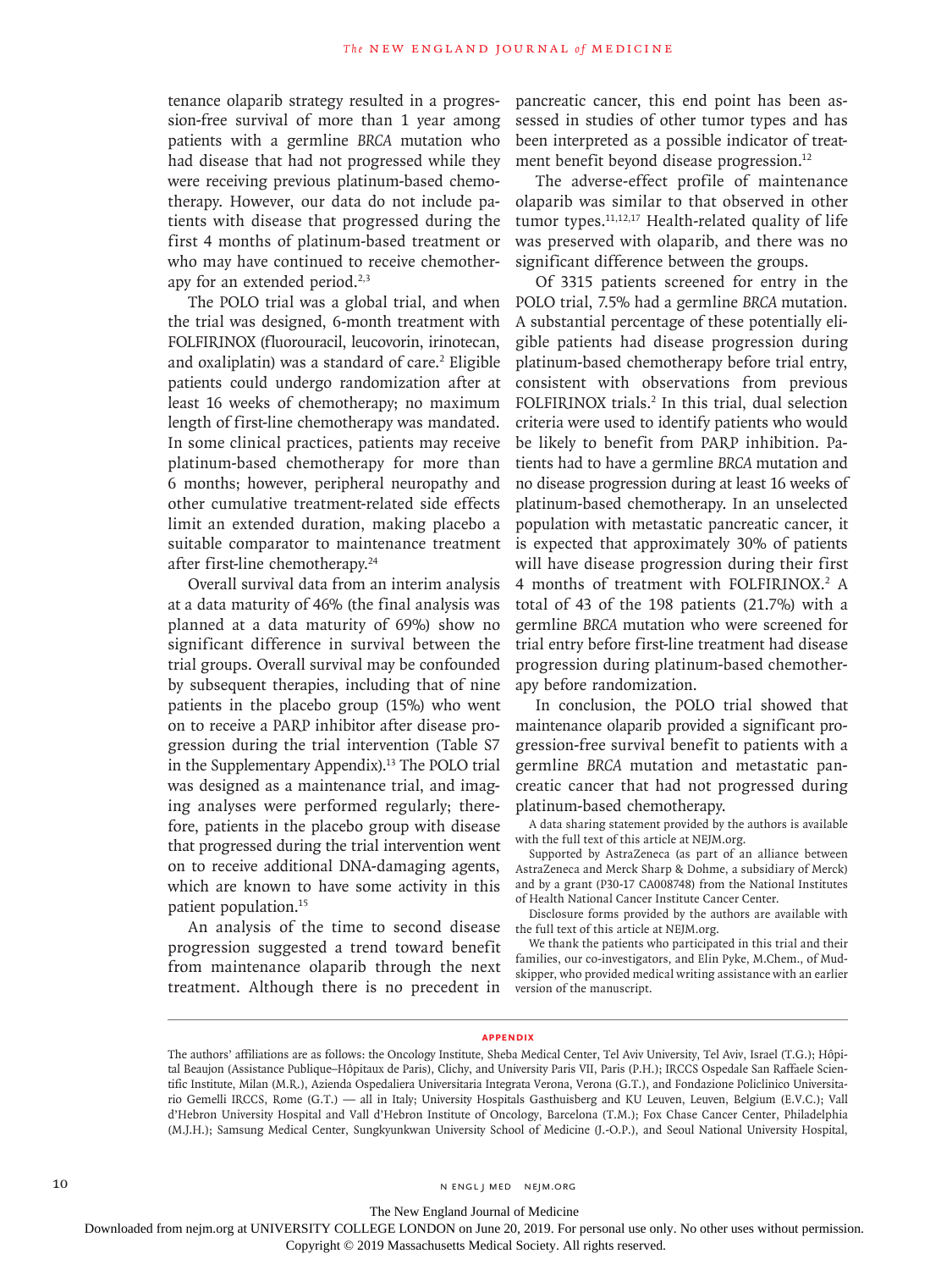tenance olaparib strategy resulted in a progression-free survival of more than 1 year among patients with a germline *BRCA* mutation who had disease that had not progressed while they were receiving previous platinum-based chemotherapy. However, our data do not include patients with disease that progressed during the first 4 months of platinum-based treatment or who may have continued to receive chemotherapy for an extended period.[2,3]

The POLO trial was a global trial, and when the trial was designed, 6-month treatment with FOLFIRINOX (fluorouracil, leucovorin, irinotecan, and oxaliplatin) was a standard of care.[2] Eligible patients could undergo randomization after at least 16 weeks of chemotherapy; no maximum length of first-line chemotherapy was mandated. In some clinical practices, patients may receive platinum-based chemotherapy for more than 6 months; however, peripheral neuropathy and other cumulative treatment-related side effects limit an extended duration, making placebo a suitable comparator to maintenance treatment after first-line chemotherapy.[24]

Overall survival data from an interim analysis at a data maturity of 46% (the final analysis was planned at a data maturity of 69%) show no significant difference in survival between the trial groups. Overall survival may be confounded by subsequent therapies, including that of nine patients in the placebo group (15%) who went on to receive a PARP inhibitor after disease progression during the trial intervention (Table S7 in the Supplementary Appendix).[13] The POLO trial was designed as a maintenance trial, and imaging analyses were performed regularly; therefore, patients in the placebo group with disease that progressed during the trial intervention went on to receive additional DNA-damaging agents, which are known to have some activity in this patient population.[15]

An analysis of the time to second disease progression suggested a trend toward benefit from maintenance olaparib through the next treatment. Although there is no precedent in pancreatic cancer, this end point has been assessed in studies of other tumor types and has been interpreted as a possible indicator of treatment benefit beyond disease progression.[12]

The adverse-effect profile of maintenance olaparib was similar to that observed in other tumor types.[11,12,17] Health-related quality of life was preserved with olaparib, and there was no significant difference between the groups.

Of 3315 patients screened for entry in the POLO trial, 7.5% had a germline *BRCA* mutation. A substantial percentage of these potentially eligible patients had disease progression during platinum-based chemotherapy before trial entry, consistent with observations from previous FOLFIRINOX trials.[2] In this trial, dual selection criteria were used to identify patients who would be likely to benefit from PARP inhibition. Patients had to have a germline *BRCA* mutation and no disease progression during at least 16 weeks of platinum-based chemotherapy. In an unselected population with metastatic pancreatic cancer, it is expected that approximately 30% of patients will have disease progression during their first 4 months of treatment with FOLFIRINOX.[2] A total of 43 of the 198 patients (21.7%) with a germline *BRCA* mutation who were screened for trial entry before first-line treatment had disease progression during platinum-based chemotherapy before randomization.

In conclusion, the POLO trial showed that maintenance olaparib provided a significant progression-free survival benefit to patients with a germline *BRCA* mutation and metastatic pancreatic cancer that had not progressed during platinum-based chemotherapy.

A data sharing statement provided by the authors is available with the full text of this article at NEJM.org.

Supported by AstraZeneca (as part of an alliance between AstraZeneca and Merck Sharp & Dohme, a subsidiary of Merck) and by a grant (P30-17 CA008748) from the National Institutes of Health National Cancer Institute Cancer Center.

Disclosure forms provided by the authors are available with the full text of this article at NEJM.org.

We thank the patients who participated in this trial and their families, our co-investigators, and Elin Pyke, M.Chem., of Mudskipper, who provided medical writing assistance with an earlier version of the manuscript.

## APPENDIX

The authors' affiliations are as follows: the Oncology Institute, Sheba Medical Center, Tel Aviv University, Tel Aviv, Israel (T.G.); Hôpital Beaujon (Assistance Publique–Hôpitaux de Paris), Clichy, and University Paris VII, Paris (P.H.); IRCCS Ospedale San Raffaele Scientific Institute, Milan (M.R.), Azienda Ospedaliera Universitaria Integrata Verona, Verona (G.T.), and Fondazione Policlinico Universitario Gemelli IRCCS, Rome (G.T.) — all in Italy; University Hospitals Gasthuisberg and KU Leuven, Leuven, Belgium (E.V.C.); Vall d'Hebron University Hospital and Vall d'Hebron Institute of Oncology, Barcelona (T.M.); Fox Chase Cancer Center, Philadelphia (M.J.H.); Samsung Medical Center, Sungkyunkwan University School of Medicine (J.-O.P.), and Seoul National University Hospital,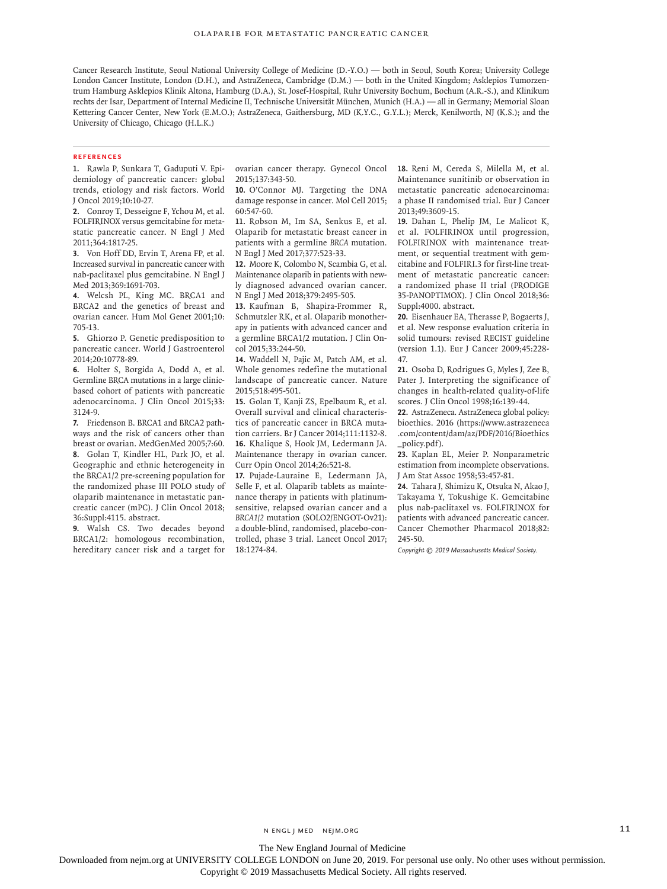Cancer Research Institute, Seoul National University College of Medicine (D.-Y.O.) — both in Seoul, South Korea; University College London Cancer Institute, London (D.H.), and AstraZeneca, Cambridge (D.M.) — both in the United Kingdom; Asklepios Tumorzentrum Hamburg Asklepios Klinik Altona, Hamburg (D.A.), St. Josef-Hospital, Ruhr University Bochum, Bochum (A.R.-S.), and Klinikum rechts der Isar, Department of Internal Medicine II, Technische Universität München, Munich (H.A.) — all in Germany; Memorial Sloan Kettering Cancer Center, New York (E.M.O.); AstraZeneca, Gaithersburg, MD (K.Y.C., G.Y.L.); Merck, Kenilworth, NJ (K.S.); and the University of Chicago, Chicago (H.L.K.)

## References

1. Rawla P, Sunkara T, Gaduputi V. Epidemiology of pancreatic cancer: global trends, etiology and risk factors. World J Oncol 2019;10:10-27.
2. Conroy T, Desseigne F, Ychou M, et al. FOLFIRINOX versus gemcitabine for metastatic pancreatic cancer. N Engl J Med 2011;364:1817-25.
3. Von Hoff DD, Ervin T, Arena FP, et al. Increased survival in pancreatic cancer with nab-paclitaxel plus gemcitabine. N Engl J Med 2013;369:1691-703.
4. Welcsh PL, King MC. BRCA1 and BRCA2 and the genetics of breast and ovarian cancer. Hum Mol Genet 2001;10:705-13.
5. Ghiorzo P. Genetic predisposition to pancreatic cancer. World J Gastroenterol 2014;20:10778-89.
6. Holter S, Borgida A, Dodd A, et al. Germline BRCA mutations in a large clinic-based cohort of patients with pancreatic adenocarcinoma. J Clin Oncol 2015;33:3124-9.
7. Friedenson B. BRCA1 and BRCA2 pathways and the risk of cancers other than breast or ovarian. MedGenMed 2005;7:60.
8. Golan T, Kindler HL, Park JO, et al. Geographic and ethnic heterogeneity in the BRCA1/2 pre-screening population for the randomized phase III POLO study of olaparib maintenance in metastatic pancreatic cancer (mPC). J Clin Oncol 2018;36:Suppl:4115. abstract.
9. Walsh CS. Two decades beyond BRCA1/2: homologous recombination, hereditary cancer risk and a target for ovarian cancer therapy. Gynecol Oncol 2015;137:343-50.
10. O'Connor MJ. Targeting the DNA damage response in cancer. Mol Cell 2015;60:547-60.
11. Robson M, Im SA, Senkus E, et al. Olaparib for metastatic breast cancer in patients with a germline *BRCA* mutation. N Engl J Med 2017;377:523-33.
12. Moore K, Colombo N, Scambia G, et al. Maintenance olaparib in patients with newly diagnosed advanced ovarian cancer. N Engl J Med 2018;379:2495-505.
13. Kaufman B, Shapira-Frommer R, Schmutzler RK, et al. Olaparib monotherapy in patients with advanced cancer and a germline BRCA1/2 mutation. J Clin Oncol 2015;33:244-50.
14. Waddell N, Pajic M, Patch AM, et al. Whole genomes redefine the mutational landscape of pancreatic cancer. Nature 2015;518:495-501.
15. Golan T, Kanji ZS, Epelbaum R, et al. Overall survival and clinical characteristics of pancreatic cancer in BRCA mutation carriers. Br J Cancer 2014;111:1132-8.
16. Khalique S, Hook JM, Ledermann JA. Maintenance therapy in ovarian cancer. Curr Opin Oncol 2014;26:521-8.
17. Pujade-Lauraine E, Ledermann JA, Selle F, et al. Olaparib tablets as maintenance therapy in patients with platinum-sensitive, relapsed ovarian cancer and a *BRCA1/2* mutation (SOLO2/ENGOT-Ov21): a double-blind, randomised, placebo-controlled, phase 3 trial. Lancet Oncol 2017;18:1274-84.
18. Reni M, Cereda S, Milella M, et al. Maintenance sunitinib or observation in metastatic pancreatic adenocarcinoma: a phase II randomised trial. Eur J Cancer 2013;49:3609-15.
19. Dahan L, Phelip JM, Le Malicot K, et al. FOLFIRINOX until progression, FOLFIRINOX with maintenance treatment, or sequential treatment with gemcitabine and FOLFIRI.3 for first-line treatment of metastatic pancreatic cancer: a randomized phase II trial (PRODIGE 35-PANOPTIMOX). J Clin Oncol 2018;36:Suppl:4000. abstract.
20. Eisenhauer EA, Therasse P, Bogaerts J, et al. New response evaluation criteria in solid tumours: revised RECIST guideline (version 1.1). Eur J Cancer 2009;45:228-47.
21. Osoba D, Rodrigues G, Myles J, Zee B, Pater J. Interpreting the significance of changes in health-related quality-of-life scores. J Clin Oncol 1998;16:139-44.
22. AstraZeneca. AstraZeneca global policy: bioethics. 2016 (https://www.astrazeneca.com/content/dam/az/PDF/2016/Bioethics_policy.pdf).
23. Kaplan EL, Meier P. Nonparametric estimation from incomplete observations. J Am Stat Assoc 1958;53:457-81.
24. Tahara J, Shimizu K, Otsuka N, Akao J, Takayama Y, Tokushige K. Gemcitabine plus nab-paclitaxel vs. FOLFIRINOX for patients with advanced pancreatic cancer. Cancer Chemother Pharmacol 2018;82:245-50.

*Copyright © 2019 Massachusetts Medical Society.*